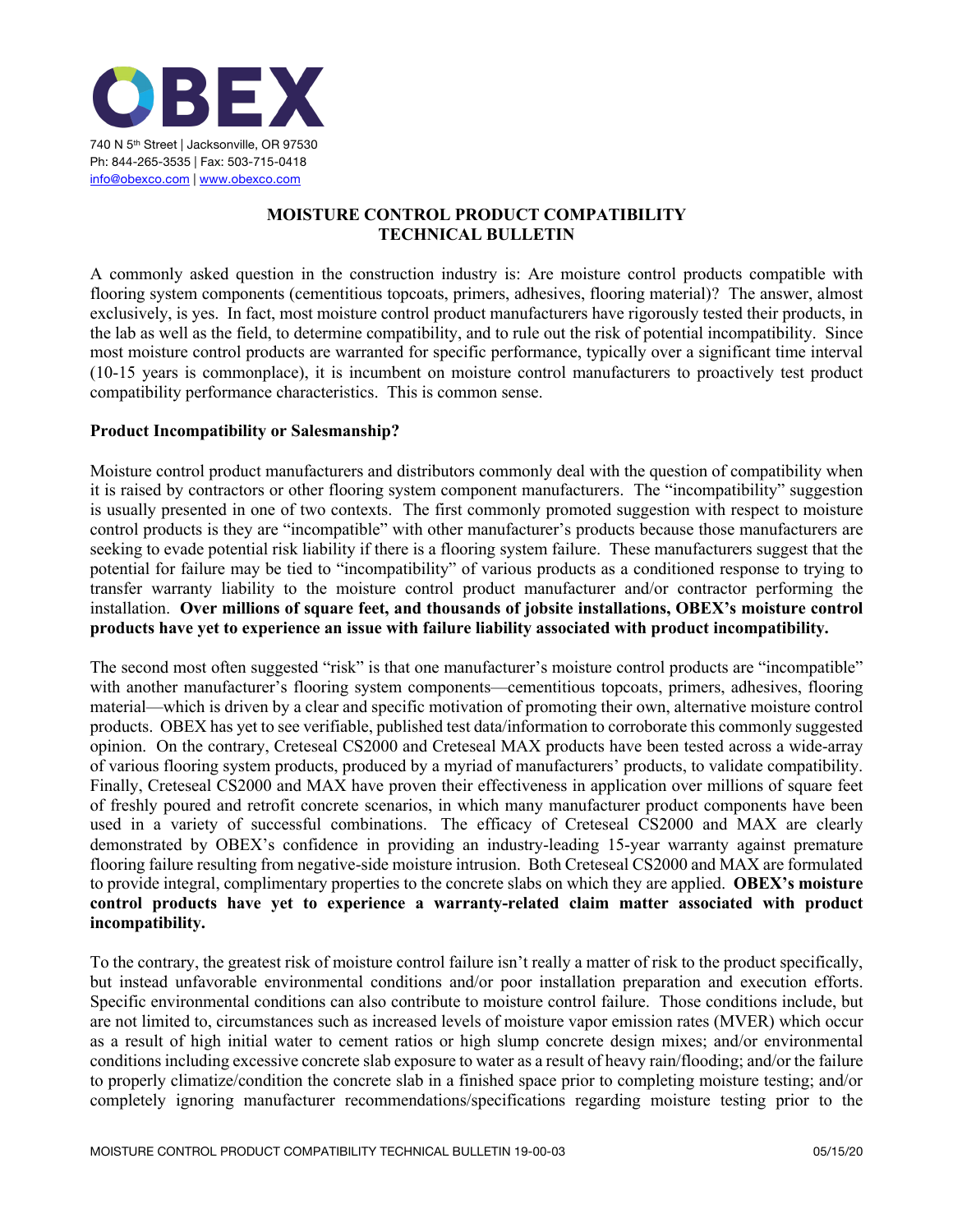OBEX

740 N 5th Street | Jacksonville, OR 97530
Ph: 844-265-3535 | Fax: 503-715-0418
info@obexco.com | www.obexco.com

# MOISTURE CONTROL PRODUCT COMPATIBILITY TECHNICAL BULLETIN

A commonly asked question in the construction industry is: Are moisture control products compatible with flooring system components (cementitious topcoats, primers, adhesives, flooring material)? The answer, almost exclusively, is yes. In fact, most moisture control product manufacturers have rigorously tested their products, in the lab as well as the field, to determine compatibility, and to rule out the risk of potential incompatibility. Since most moisture control products are warranted for specific performance, typically over a significant time interval (10-15 years is commonplace), it is incumbent on moisture control manufacturers to proactively test product compatibility performance characteristics. This is common sense.

**Product Incompatibility or Salesmanship?**

Moisture control product manufacturers and distributors commonly deal with the question of compatibility when it is raised by contractors or other flooring system component manufacturers. The "incompatibility" suggestion is usually presented in one of two contexts. The first commonly promoted suggestion with respect to moisture control products is they are "incompatible" with other manufacturer's products because those manufacturers are seeking to evade potential risk liability if there is a flooring system failure. These manufacturers suggest that the potential for failure may be tied to "incompatibility" of various products as a conditioned response to trying to transfer warranty liability to the moisture control product manufacturer and/or contractor performing the installation. **Over millions of square feet, and thousands of jobsite installations, OBEX's moisture control products have yet to experience an issue with failure liability associated with product incompatibility.**

The second most often suggested "risk" is that one manufacturer's moisture control products are "incompatible" with another manufacturer's flooring system components—cementitious topcoats, primers, adhesives, flooring material—which is driven by a clear and specific motivation of promoting their own, alternative moisture control products. OBEX has yet to see verifiable, published test data/information to corroborate this commonly suggested opinion. On the contrary, Creteseal CS2000 and Creteseal MAX products have been tested across a wide-array of various flooring system products, produced by a myriad of manufacturers' products, to validate compatibility. Finally, Creteseal CS2000 and MAX have proven their effectiveness in application over millions of square feet of freshly poured and retrofit concrete scenarios, in which many manufacturer product components have been used in a variety of successful combinations. The efficacy of Creteseal CS2000 and MAX are clearly demonstrated by OBEX's confidence in providing an industry-leading 15-year warranty against premature flooring failure resulting from negative-side moisture intrusion. Both Creteseal CS2000 and MAX are formulated to provide integral, complimentary properties to the concrete slabs on which they are applied. **OBEX's moisture control products have yet to experience a warranty-related claim matter associated with product incompatibility.**

To the contrary, the greatest risk of moisture control failure isn't really a matter of risk to the product specifically, but instead unfavorable environmental conditions and/or poor installation preparation and execution efforts. Specific environmental conditions can also contribute to moisture control failure. Those conditions include, but are not limited to, circumstances such as increased levels of moisture vapor emission rates (MVER) which occur as a result of high initial water to cement ratios or high slump concrete design mixes; and/or environmental conditions including excessive concrete slab exposure to water as a result of heavy rain/flooding; and/or the failure to properly climatize/condition the concrete slab in a finished space prior to completing moisture testing; and/or completely ignoring manufacturer recommendations/specifications regarding moisture testing prior to the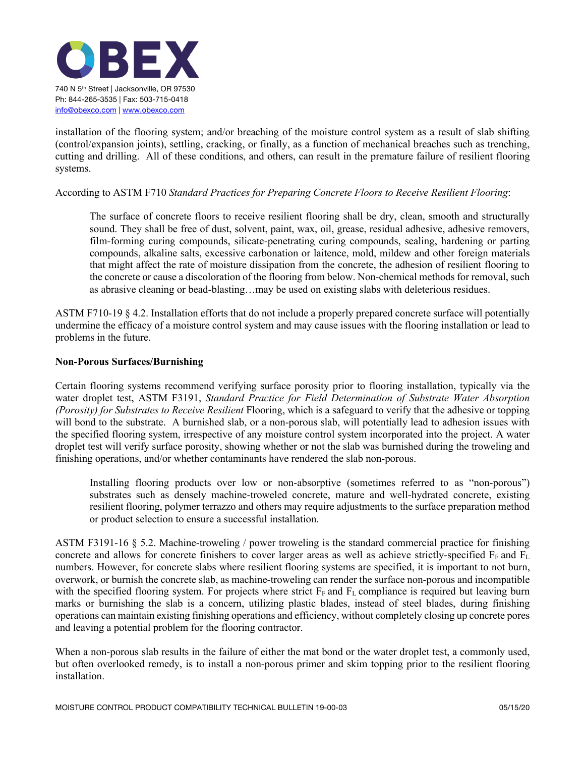installation of the flooring system; and/or breaching of the moisture control system as a result of slab shifting (control/expansion joints), settling, cracking, or finally, as a function of mechanical breaches such as trenching, cutting and drilling. All of these conditions, and others, can result in the premature failure of resilient flooring systems.

According to ASTM F710 *Standard Practices for Preparing Concrete Floors to Receive Resilient Flooring*:

> The surface of concrete floors to receive resilient flooring shall be dry, clean, smooth and structurally sound. They shall be free of dust, solvent, paint, wax, oil, grease, residual adhesive, adhesive removers, film-forming curing compounds, silicate-penetrating curing compounds, sealing, hardening or parting compounds, alkaline salts, excessive carbonation or laitence, mold, mildew and other foreign materials that might affect the rate of moisture dissipation from the concrete, the adhesion of resilient flooring to the concrete or cause a discoloration of the flooring from below. Non-chemical methods for removal, such as abrasive cleaning or bead-blasting…may be used on existing slabs with deleterious residues.

ASTM F710-19 § 4.2. Installation efforts that do not include a properly prepared concrete surface will potentially undermine the efficacy of a moisture control system and may cause issues with the flooring installation or lead to problems in the future.

**Non-Porous Surfaces/Burnishing**

Certain flooring systems recommend verifying surface porosity prior to flooring installation, typically via the water droplet test, ASTM F3191, *Standard Practice for Field Determination of Substrate Water Absorption (Porosity) for Substrates to Receive Resilient* Flooring, which is a safeguard to verify that the adhesive or topping will bond to the substrate. A burnished slab, or a non-porous slab, will potentially lead to adhesion issues with the specified flooring system, irrespective of any moisture control system incorporated into the project. A water droplet test will verify surface porosity, showing whether or not the slab was burnished during the troweling and finishing operations, and/or whether contaminants have rendered the slab non-porous.

> Installing flooring products over low or non-absorptive (sometimes referred to as "non-porous") substrates such as densely machine-troweled concrete, mature and well-hydrated concrete, existing resilient flooring, polymer terrazzo and others may require adjustments to the surface preparation method or product selection to ensure a successful installation.

ASTM F3191-16 § 5.2. Machine-troweling / power troweling is the standard commercial practice for finishing concrete and allows for concrete finishers to cover larger areas as well as achieve strictly-specified $F_F$ and $F_L$ numbers. However, for concrete slabs where resilient flooring systems are specified, it is important to not burn, overwork, or burnish the concrete slab, as machine-troweling can render the surface non-porous and incompatible with the specified flooring system. For projects where strict $F_F$ and $F_L$ compliance is required but leaving burn marks or burnishing the slab is a concern, utilizing plastic blades, instead of steel blades, during finishing operations can maintain existing finishing operations and efficiency, without completely closing up concrete pores and leaving a potential problem for the flooring contractor.

When a non-porous slab results in the failure of either the mat bond or the water droplet test, a commonly used, but often overlooked remedy, is to install a non-porous primer and skim topping prior to the resilient flooring installation.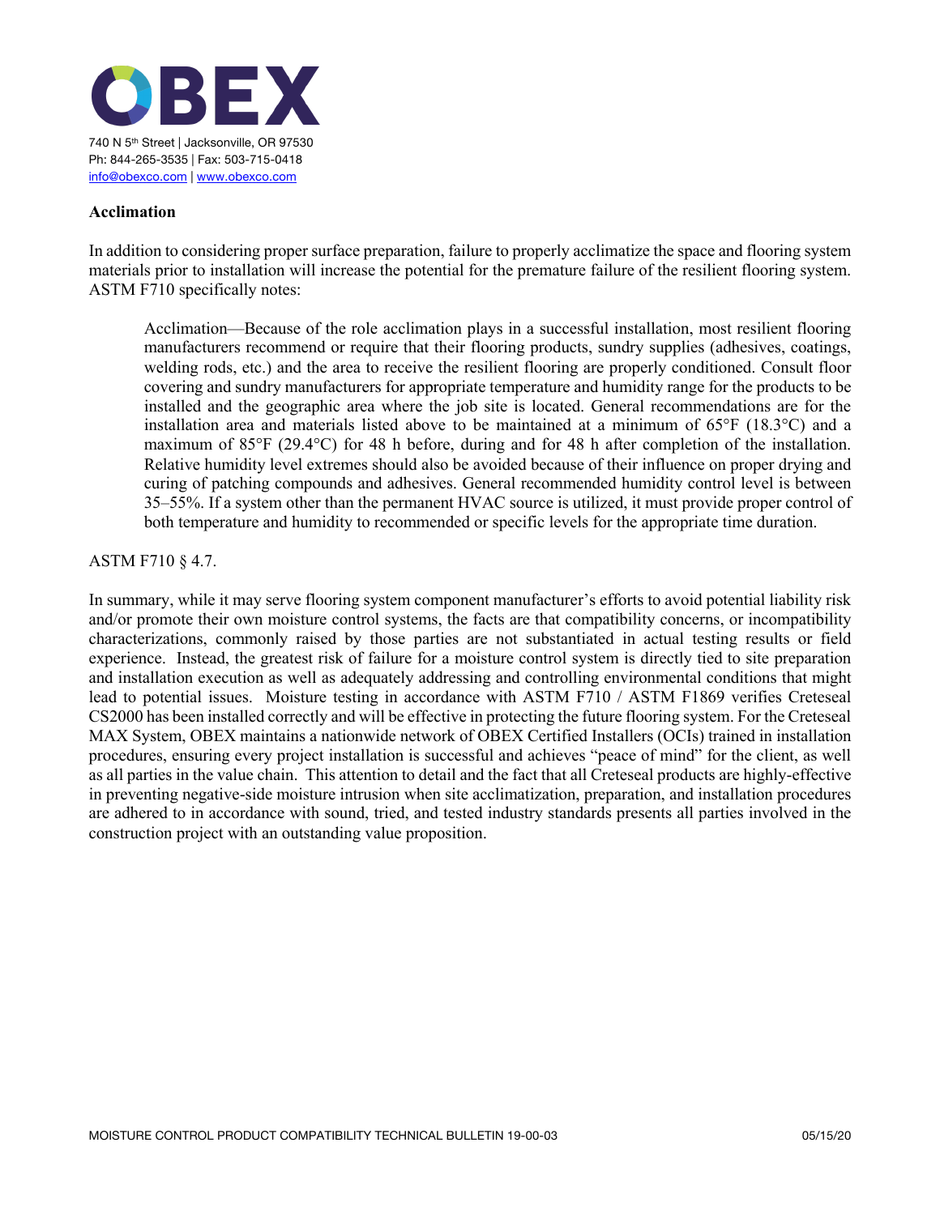740 N 5th Street | Jacksonville, OR 97530
Ph: 844-265-3535 | Fax: 503-715-0418
info@obexco.com | www.obexco.com

**Acclimation**

In addition to considering proper surface preparation, failure to properly acclimatize the space and flooring system materials prior to installation will increase the potential for the premature failure of the resilient flooring system. ASTM F710 specifically notes:

> Acclimation—Because of the role acclimation plays in a successful installation, most resilient flooring manufacturers recommend or require that their flooring products, sundry supplies (adhesives, coatings, welding rods, etc.) and the area to receive the resilient flooring are properly conditioned. Consult floor covering and sundry manufacturers for appropriate temperature and humidity range for the products to be installed and the geographic area where the job site is located. General recommendations are for the installation area and materials listed above to be maintained at a minimum of 65°F (18.3°C) and a maximum of 85°F (29.4°C) for 48 h before, during and for 48 h after completion of the installation. Relative humidity level extremes should also be avoided because of their influence on proper drying and curing of patching compounds and adhesives. General recommended humidity control level is between 35–55%. If a system other than the permanent HVAC source is utilized, it must provide proper control of both temperature and humidity to recommended or specific levels for the appropriate time duration.

ASTM F710 § 4.7.

In summary, while it may serve flooring system component manufacturer's efforts to avoid potential liability risk and/or promote their own moisture control systems, the facts are that compatibility concerns, or incompatibility characterizations, commonly raised by those parties are not substantiated in actual testing results or field experience. Instead, the greatest risk of failure for a moisture control system is directly tied to site preparation and installation execution as well as adequately addressing and controlling environmental conditions that might lead to potential issues. Moisture testing in accordance with ASTM F710 / ASTM F1869 verifies Creteseal CS2000 has been installed correctly and will be effective in protecting the future flooring system. For the Creteseal MAX System, OBEX maintains a nationwide network of OBEX Certified Installers (OCIs) trained in installation procedures, ensuring every project installation is successful and achieves "peace of mind" for the client, as well as all parties in the value chain. This attention to detail and the fact that all Creteseal products are highly-effective in preventing negative-side moisture intrusion when site acclimatization, preparation, and installation procedures are adhered to in accordance with sound, tried, and tested industry standards presents all parties involved in the construction project with an outstanding value proposition.